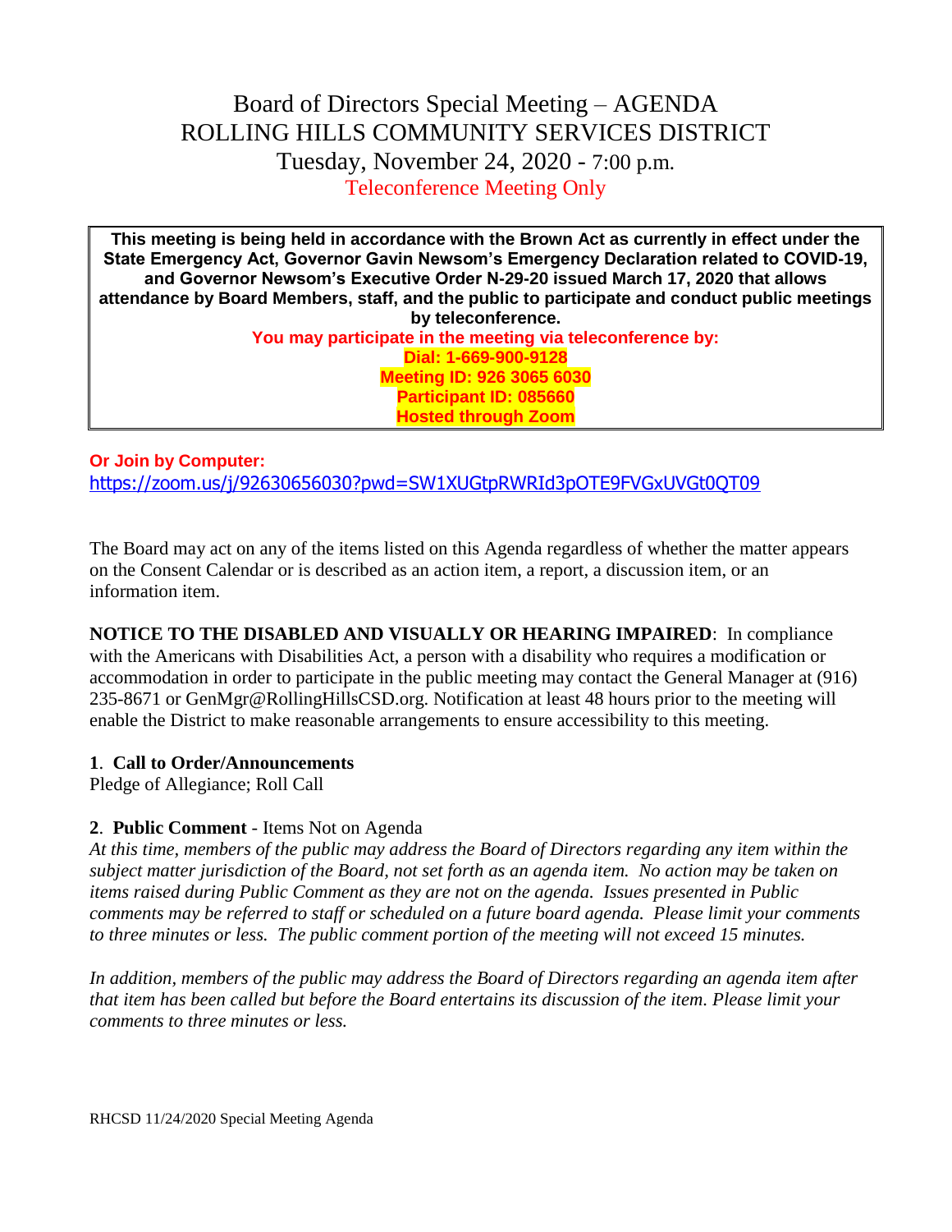# Board of Directors Special Meeting – AGENDA
# ROLLING HILLS COMMUNITY SERVICES DISTRICT
## Tuesday, November 24, 2020 - 7:00 p.m.
### Teleconference Meeting Only

**This meeting is being held in accordance with the Brown Act as currently in effect under the State Emergency Act, Governor Gavin Newsom's Emergency Declaration related to COVID-19, and Governor Newsom's Executive Order N-29-20 issued March 17, 2020 that allows attendance by Board Members, staff, and the public to participate and conduct public meetings by teleconference.**

**You may participate in the meeting via teleconference by:**
**Dial: 1-669-900-9128**
**Meeting ID: 926 3065 6030**
**Participant ID: 085660**
**Hosted through Zoom**

**Or Join by Computer:**
https://zoom.us/j/92630656030?pwd=SW1XUGtpRWRId3pOTE9FVGxUVGt0QT09

The Board may act on any of the items listed on this Agenda regardless of whether the matter appears on the Consent Calendar or is described as an action item, a report, a discussion item, or an information item.

**NOTICE TO THE DISABLED AND VISUALLY OR HEARING IMPAIRED**: In compliance with the Americans with Disabilities Act, a person with a disability who requires a modification or accommodation in order to participate in the public meeting may contact the General Manager at (916) 235-8671 or GenMgr@RollingHillsCSD.org. Notification at least 48 hours prior to the meeting will enable the District to make reasonable arrangements to ensure accessibility to this meeting.

**1**. **Call to Order/Announcements**
Pledge of Allegiance; Roll Call

**2**. **Public Comment** - Items Not on Agenda
*At this time, members of the public may address the Board of Directors regarding any item within the subject matter jurisdiction of the Board, not set forth as an agenda item. No action may be taken on items raised during Public Comment as they are not on the agenda. Issues presented in Public comments may be referred to staff or scheduled on a future board agenda. Please limit your comments to three minutes or less. The public comment portion of the meeting will not exceed 15 minutes.*

*In addition, members of the public may address the Board of Directors regarding an agenda item after that item has been called but before the Board entertains its discussion of the item. Please limit your comments to three minutes or less.*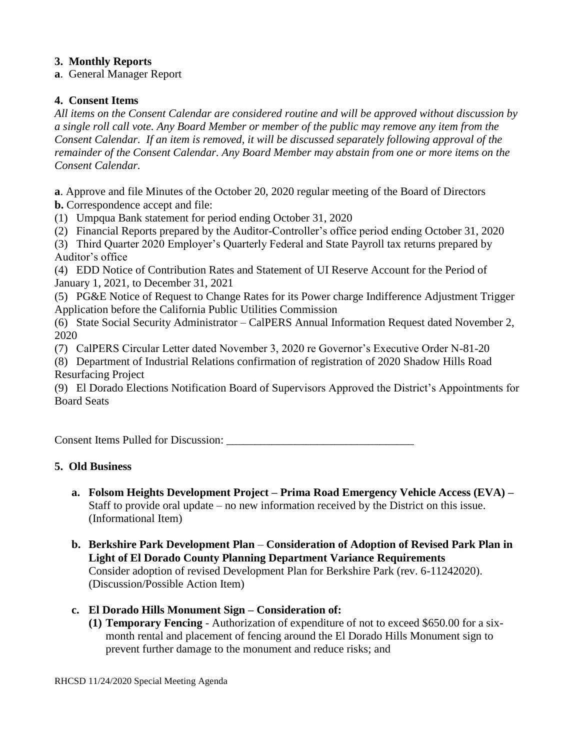**3. Monthly Reports**

**a**. General Manager Report

**4. Consent Items**

*All items on the Consent Calendar are considered routine and will be approved without discussion by a single roll call vote. Any Board Member or member of the public may remove any item from the Consent Calendar. If an item is removed, it will be discussed separately following approval of the remainder of the Consent Calendar. Any Board Member may abstain from one or more items on the Consent Calendar.*

**a**. Approve and file Minutes of the October 20, 2020 regular meeting of the Board of Directors

**b.** Correspondence accept and file:

(1) Umpqua Bank statement for period ending October 31, 2020

(2) Financial Reports prepared by the Auditor-Controller's office period ending October 31, 2020

(3) Third Quarter 2020 Employer's Quarterly Federal and State Payroll tax returns prepared by Auditor's office

(4) EDD Notice of Contribution Rates and Statement of UI Reserve Account for the Period of January 1, 2021, to December 31, 2021

(5) PG&E Notice of Request to Change Rates for its Power charge Indifference Adjustment Trigger Application before the California Public Utilities Commission

(6) State Social Security Administrator – CalPERS Annual Information Request dated November 2, 2020

(7) CalPERS Circular Letter dated November 3, 2020 re Governor's Executive Order N-81-20

(8) Department of Industrial Relations confirmation of registration of 2020 Shadow Hills Road Resurfacing Project

(9) El Dorado Elections Notification Board of Supervisors Approved the District's Appointments for Board Seats

Consent Items Pulled for Discussion: ________________________________

**5. Old Business**

- **a. Folsom Heights Development Project – Prima Road Emergency Vehicle Access (EVA) –** Staff to provide oral update – no new information received by the District on this issue. (Informational Item)

- **b. Berkshire Park Development Plan** – **Consideration of Adoption of Revised Park Plan in Light of El Dorado County Planning Department Variance Requirements**
  Consider adoption of revised Development Plan for Berkshire Park (rev. 6-11242020). (Discussion/Possible Action Item)

- **c. El Dorado Hills Monument Sign – Consideration of:**
  - **(1) Temporary Fencing** - Authorization of expenditure of not to exceed $650.00 for a six-month rental and placement of fencing around the El Dorado Hills Monument sign to prevent further damage to the monument and reduce risks; and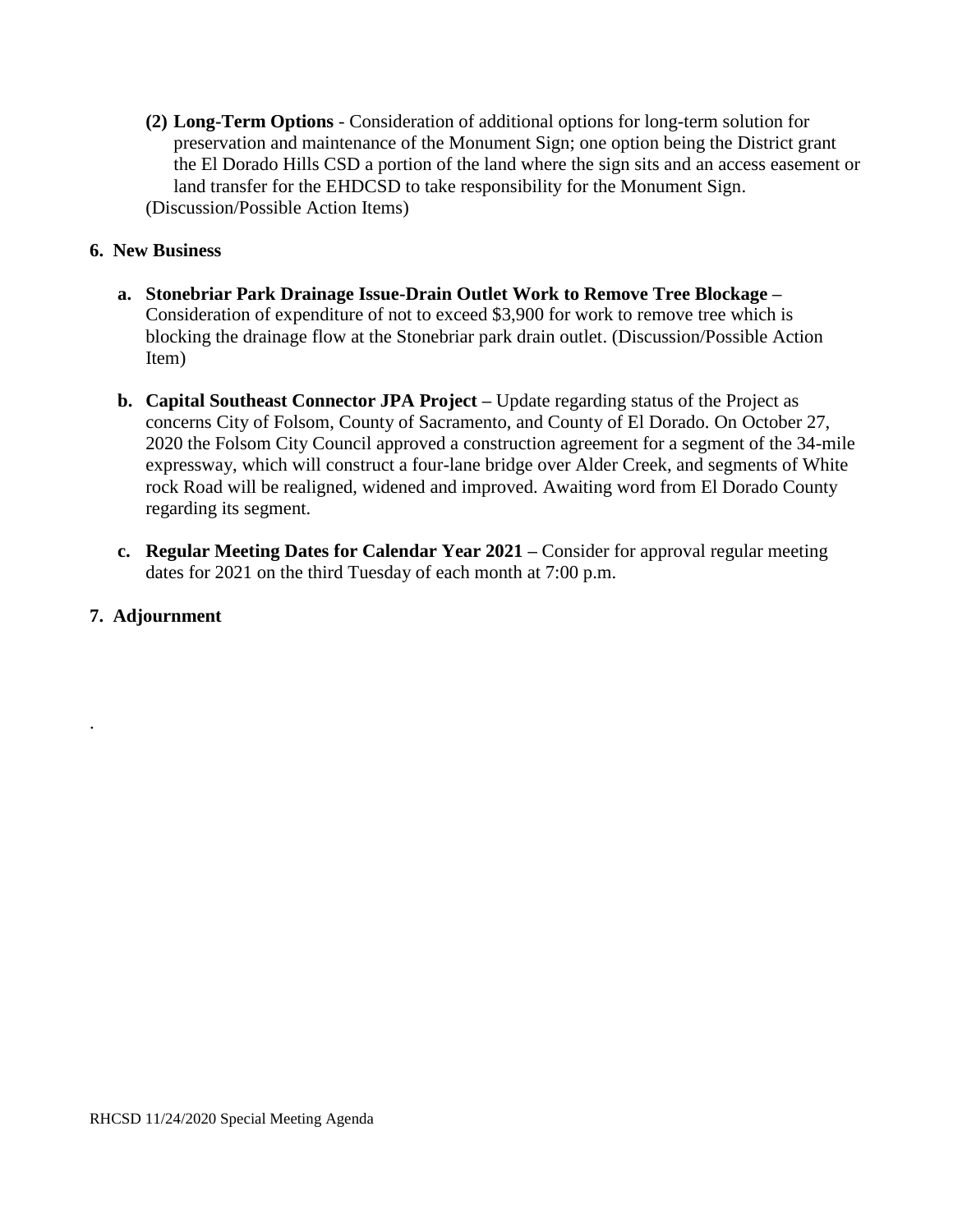**(2) Long-Term Options** - Consideration of additional options for long-term solution for preservation and maintenance of the Monument Sign; one option being the District grant the El Dorado Hills CSD a portion of the land where the sign sits and an access easement or land transfer for the EHDCSD to take responsibility for the Monument Sign.

(Discussion/Possible Action Items)

**6. New Business**

**a. Stonebriar Park Drainage Issue-Drain Outlet Work to Remove Tree Blockage –** Consideration of expenditure of not to exceed $3,900 for work to remove tree which is blocking the drainage flow at the Stonebriar park drain outlet. (Discussion/Possible Action Item)

**b. Capital Southeast Connector JPA Project –** Update regarding status of the Project as concerns City of Folsom, County of Sacramento, and County of El Dorado. On October 27, 2020 the Folsom City Council approved a construction agreement for a segment of the 34-mile expressway, which will construct a four-lane bridge over Alder Creek, and segments of White rock Road will be realigned, widened and improved. Awaiting word from El Dorado County regarding its segment.

**c. Regular Meeting Dates for Calendar Year 2021 –** Consider for approval regular meeting dates for 2021 on the third Tuesday of each month at 7:00 p.m.

**7. Adjournment**

.